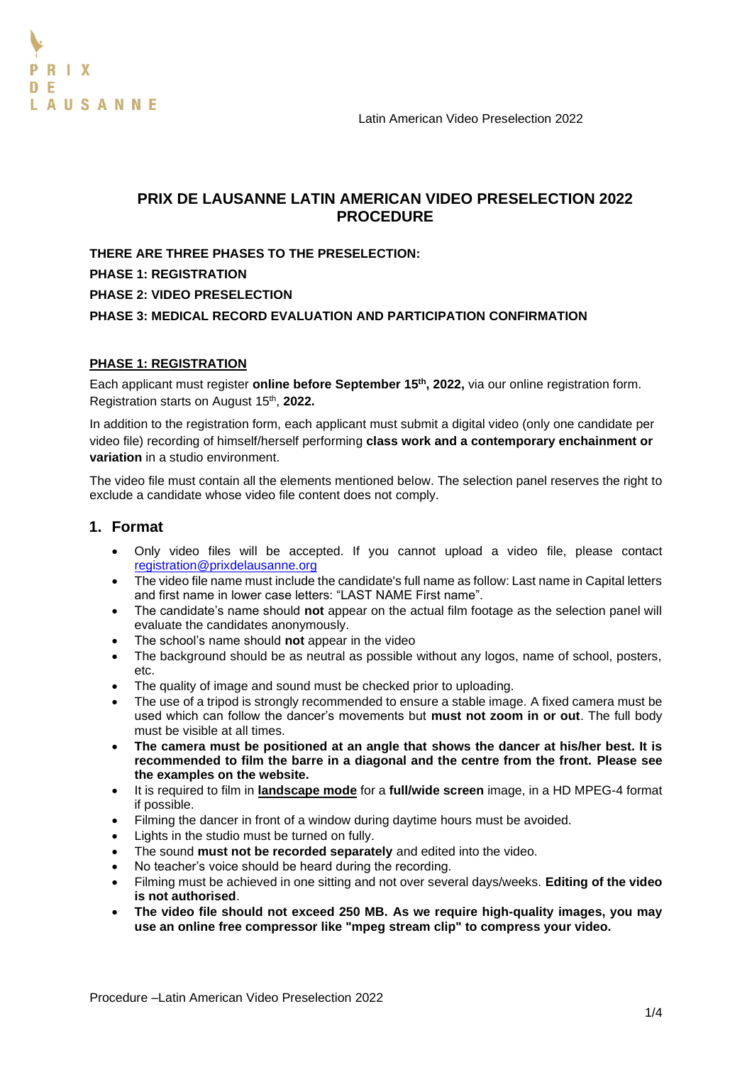# PRIX DE LAUSANNE LATIN AMERICAN VIDEO PRESELECTION 2022 PROCEDURE

**THERE ARE THREE PHASES TO THE PRESELECTION:**

**PHASE 1: REGISTRATION**

**PHASE 2: VIDEO PRESELECTION**

**PHASE 3: MEDICAL RECORD EVALUATION AND PARTICIPATION CONFIRMATION**

## PHASE 1: REGISTRATION

Each applicant must register **online before September 15th, 2022,** via our online registration form. Registration starts on August 15th, **2022.**

In addition to the registration form, each applicant must submit a digital video (only one candidate per video file) recording of himself/herself performing **class work and a contemporary enchainment or variation** in a studio environment.

The video file must contain all the elements mentioned below. The selection panel reserves the right to exclude a candidate whose video file content does not comply.

### 1. Format

- Only video files will be accepted. If you cannot upload a video file, please contact registration@prixdelausanne.org
- The video file name must include the candidate's full name as follow: Last name in Capital letters and first name in lower case letters: "LAST NAME First name".
- The candidate's name should **not** appear on the actual film footage as the selection panel will evaluate the candidates anonymously.
- The school's name should **not** appear in the video
- The background should be as neutral as possible without any logos, name of school, posters, etc.
- The quality of image and sound must be checked prior to uploading.
- The use of a tripod is strongly recommended to ensure a stable image. A fixed camera must be used which can follow the dancer's movements but **must not zoom in or out**. The full body must be visible at all times.
- **The camera must be positioned at an angle that shows the dancer at his/her best. It is recommended to film the barre in a diagonal and the centre from the front. Please see the examples on the website.**
- It is required to film in **landscape mode** for a **full/wide screen** image, in a HD MPEG-4 format if possible.
- Filming the dancer in front of a window during daytime hours must be avoided.
- Lights in the studio must be turned on fully.
- The sound **must not be recorded separately** and edited into the video.
- No teacher's voice should be heard during the recording.
- Filming must be achieved in one sitting and not over several days/weeks. **Editing of the video is not authorised**.
- **The video file should not exceed 250 MB. As we require high-quality images, you may use an online free compressor like "mpeg stream clip" to compress your video.**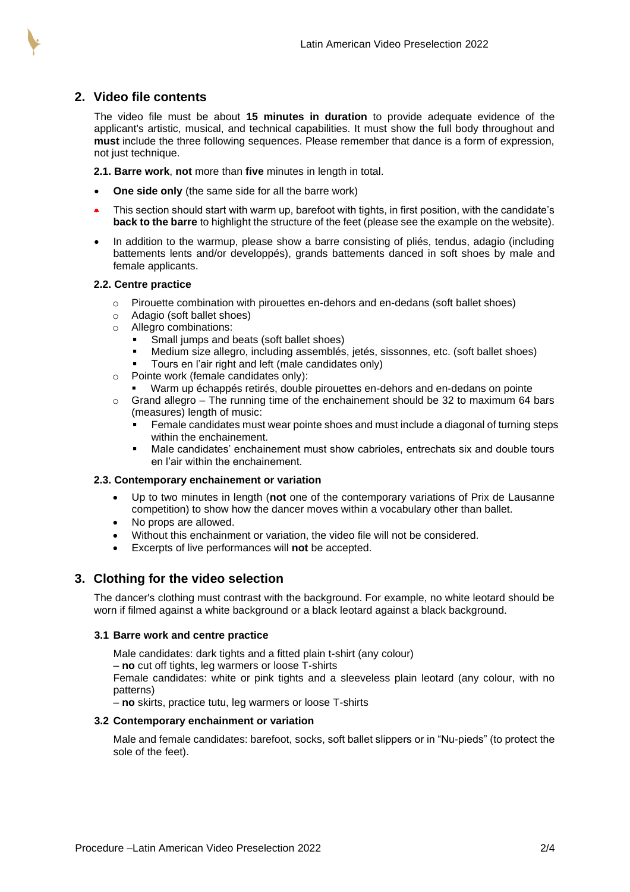## 2. Video file contents

The video file must be about **15 minutes in duration** to provide adequate evidence of the applicant's artistic, musical, and technical capabilities. It must show the full body throughout and **must** include the three following sequences. Please remember that dance is a form of expression, not just technique.

**2.1. Barre work**, **not** more than **five** minutes in length in total.

- **One side only** (the same side for all the barre work)
- This section should start with warm up, barefoot with tights, in first position, with the candidate's **back to the barre** to highlight the structure of the feet (please see the example on the website).
- In addition to the warmup, please show a barre consisting of pliés, tendus, adagio (including battements lents and/or developpés), grands battements danced in soft shoes by male and female applicants.

**2.2. Centre practice**

- Pirouette combination with pirouettes en-dehors and en-dedans (soft ballet shoes)
- Adagio (soft ballet shoes)
- Allegro combinations:
  - Small jumps and beats (soft ballet shoes)
  - Medium size allegro, including assemblés, jetés, sissonnes, etc. (soft ballet shoes)
  - Tours en l'air right and left (male candidates only)
- Pointe work (female candidates only):
  - Warm up échappés retirés, double pirouettes en-dehors and en-dedans on pointe
- Grand allegro – The running time of the enchainement should be 32 to maximum 64 bars (measures) length of music:
  - Female candidates must wear pointe shoes and must include a diagonal of turning steps within the enchainement.
  - Male candidates' enchainement must show cabrioles, entrechats six and double tours en l'air within the enchainement.

**2.3. Contemporary enchainement or variation**

- Up to two minutes in length (**not** one of the contemporary variations of Prix de Lausanne competition) to show how the dancer moves within a vocabulary other than ballet.
- No props are allowed.
- Without this enchainment or variation, the video file will not be considered.
- Excerpts of live performances will **not** be accepted.

## 3. Clothing for the video selection

The dancer's clothing must contrast with the background. For example, no white leotard should be worn if filmed against a white background or a black leotard against a black background.

### 3.1 Barre work and centre practice

Male candidates: dark tights and a fitted plain t-shirt (any colour)
– **no** cut off tights, leg warmers or loose T-shirts
Female candidates: white or pink tights and a sleeveless plain leotard (any colour, with no patterns)
– **no** skirts, practice tutu, leg warmers or loose T-shirts

### 3.2 Contemporary enchainment or variation

Male and female candidates: barefoot, socks, soft ballet slippers or in "Nu-pieds" (to protect the sole of the feet).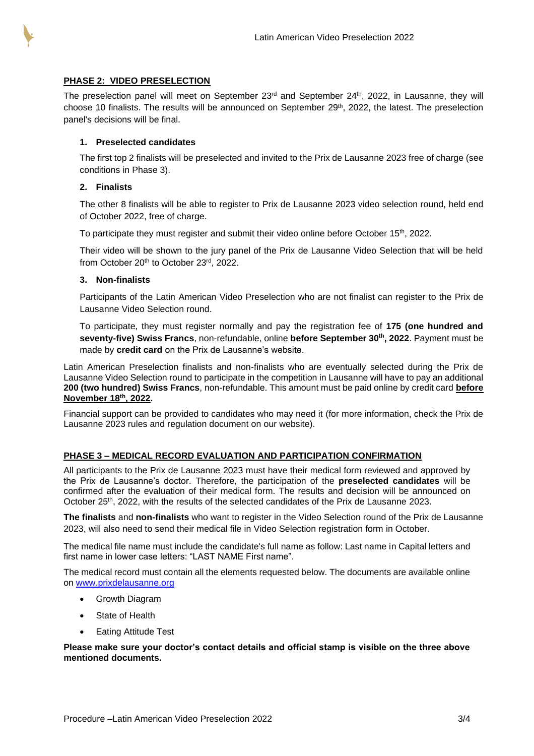## PHASE 2: VIDEO PRESELECTION

The preselection panel will meet on September 23rd and September 24th, 2022, in Lausanne, they will choose 10 finalists. The results will be announced on September 29th, 2022, the latest. The preselection panel's decisions will be final.

### 1. Preselected candidates

The first top 2 finalists will be preselected and invited to the Prix de Lausanne 2023 free of charge (see conditions in Phase 3).

### 2. Finalists

The other 8 finalists will be able to register to Prix de Lausanne 2023 video selection round, held end of October 2022, free of charge.

To participate they must register and submit their video online before October 15th, 2022.

Their video will be shown to the jury panel of the Prix de Lausanne Video Selection that will be held from October 20th to October 23rd, 2022.

### 3. Non-finalists

Participants of the Latin American Video Preselection who are not finalist can register to the Prix de Lausanne Video Selection round.

To participate, they must register normally and pay the registration fee of **175 (one hundred and seventy-five) Swiss Francs**, non-refundable, online **before September 30th, 2022**. Payment must be made by **credit card** on the Prix de Lausanne's website.

Latin American Preselection finalists and non-finalists who are eventually selected during the Prix de Lausanne Video Selection round to participate in the competition in Lausanne will have to pay an additional **200 (two hundred) Swiss Francs**, non-refundable. This amount must be paid online by credit card **before November 18th, 2022.**

Financial support can be provided to candidates who may need it (for more information, check the Prix de Lausanne 2023 rules and regulation document on our website).

## PHASE 3 – MEDICAL RECORD EVALUATION AND PARTICIPATION CONFIRMATION

All participants to the Prix de Lausanne 2023 must have their medical form reviewed and approved by the Prix de Lausanne's doctor. Therefore, the participation of the **preselected candidates** will be confirmed after the evaluation of their medical form. The results and decision will be announced on October 25th, 2022, with the results of the selected candidates of the Prix de Lausanne 2023.

**The finalists** and **non-finalists** who want to register in the Video Selection round of the Prix de Lausanne 2023, will also need to send their medical file in Video Selection registration form in October.

The medical file name must include the candidate's full name as follow: Last name in Capital letters and first name in lower case letters: "LAST NAME First name".

The medical record must contain all the elements requested below. The documents are available online on www.prixdelausanne.org

- Growth Diagram
- State of Health
- Eating Attitude Test

**Please make sure your doctor's contact details and official stamp is visible on the three above mentioned documents.**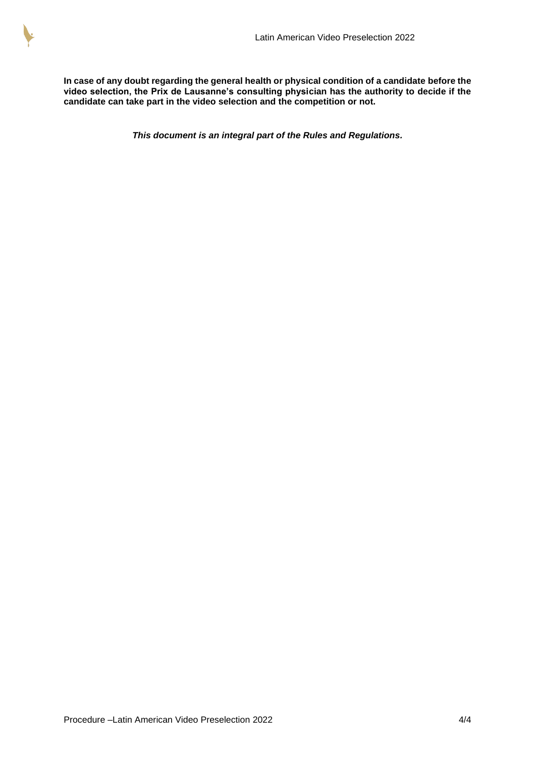**In case of any doubt regarding the general health or physical condition of a candidate before the video selection, the Prix de Lausanne's consulting physician has the authority to decide if the candidate can take part in the video selection and the competition or not.**

***This document is an integral part of the Rules and Regulations.***